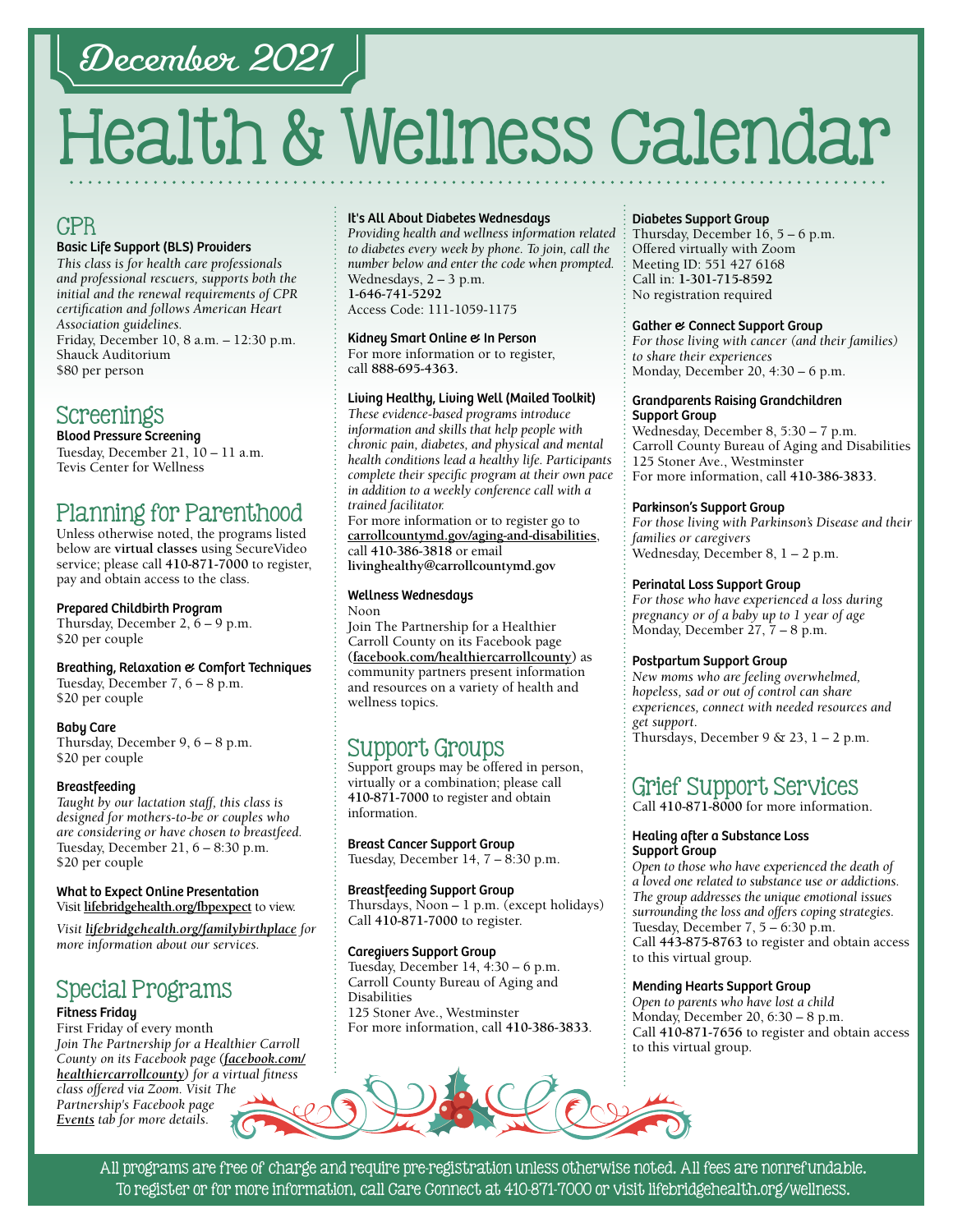December 2021

# Health & Wellness Calendar

## CPR

**Basic Life Support (BLS) Providers**

*This class is for health care professionals and professional rescuers, supports both the initial and the renewal requirements of CPR certification and follows American Heart Association guidelines.*

Friday, December 10, 8 a.m. – 12:30 p.m.
Shauck Auditorium
$80 per person

## Screenings

**Blood Pressure Screening**

Tuesday, December 21, 10 – 11 a.m.
Tevis Center for Wellness

## Planning for Parenthood

Unless otherwise noted, the programs listed below are **virtual classes** using SecureVideo service; please call **410-871-7000** to register, pay and obtain access to the class.

**Prepared Childbirth Program**

Thursday, December 2, 6 – 9 p.m.
$20 per couple

**Breathing, Relaxation & Comfort Techniques**

Tuesday, December 7, 6 – 8 p.m.
$20 per couple

**Baby Care**

Thursday, December 9, 6 – 8 p.m.
$20 per couple

**Breastfeeding**

*Taught by our lactation staff, this class is designed for mothers-to-be or couples who are considering or have chosen to breastfeed.*

Tuesday, December 21, 6 – 8:30 p.m.
$20 per couple

**What to Expect Online Presentation**

Visit **lifebridgehealth.org/fbpexpect** to view.

*Visit **lifebridgehealth.org/familybirthplace** for more information about our services.*

## Special Programs

**Fitness Friday**

First Friday of every month

*Join The Partnership for a Healthier Carroll County on its Facebook page (**facebook.com/healthiercarrollcounty**) for a virtual fitness class offered via Zoom. Visit The Partnership's Facebook page **Events** tab for more details.*

**It's All About Diabetes Wednesdays**

*Providing health and wellness information related to diabetes every week by phone. To join, call the number below and enter the code when prompted.*

Wednesdays, 2 – 3 p.m.
**1-646-741-5292**
Access Code: 111-1059-1175

**Kidney Smart Online & In Person**

For more information or to register, call **888-695-4363**.

**Living Healthy, Living Well (Mailed Toolkit)**

*These evidence-based programs introduce information and skills that help people with chronic pain, diabetes, and physical and mental health conditions lead a healthy life. Participants complete their specific program at their own pace in addition to a weekly conference call with a trained facilitator.*

For more information or to register go to **carrollcountymd.gov/aging-and-disabilities**, call **410-386-3818** or email **livinghealthy@carrollcountymd.gov**

**Wellness Wednesdays**

Noon

Join The Partnership for a Healthier Carroll County on its Facebook page (**facebook.com/healthiercarrollcounty**) as community partners present information and resources on a variety of health and wellness topics.

## Support Groups

Support groups may be offered in person, virtually or a combination; please call **410-871-7000** to register and obtain information.

**Breast Cancer Support Group**

Tuesday, December 14, 7 – 8:30 p.m.

**Breastfeeding Support Group**

Thursdays, Noon – 1 p.m. (except holidays)
Call **410-871-7000** to register.

**Caregivers Support Group**

Tuesday, December 14, 4:30 – 6 p.m.
Carroll County Bureau of Aging and Disabilities
125 Stoner Ave., Westminster
For more information, call **410-386-3833**.

**Diabetes Support Group**

Thursday, December 16, 5 – 6 p.m.
Offered virtually with Zoom
Meeting ID: 551 427 6168
Call in: **1-301-715-8592**
No registration required

**Gather & Connect Support Group**

*For those living with cancer (and their families) to share their experiences*

Monday, December 20, 4:30 – 6 p.m.

**Grandparents Raising Grandchildren Support Group**

Wednesday, December 8, 5:30 – 7 p.m.
Carroll County Bureau of Aging and Disabilities
125 Stoner Ave., Westminster
For more information, call **410-386-3833**.

**Parkinson's Support Group**

*For those living with Parkinson's Disease and their families or caregivers*

Wednesday, December 8, 1 – 2 p.m.

**Perinatal Loss Support Group**

*For those who have experienced a loss during pregnancy or of a baby up to 1 year of age*

Monday, December 27, 7 – 8 p.m.

**Postpartum Support Group**

*New moms who are feeling overwhelmed, hopeless, sad or out of control can share experiences, connect with needed resources and get support.*

Thursdays, December 9 & 23, 1 – 2 p.m.

## Grief Support Services

Call **410-871-8000** for more information.

**Healing after a Substance Loss Support Group**

*Open to those who have experienced the death of a loved one related to substance use or addictions. The group addresses the unique emotional issues surrounding the loss and offers coping strategies.*

Tuesday, December 7, 5 – 6:30 p.m.
Call **443-875-8763** to register and obtain access to this virtual group.

**Mending Hearts Support Group**

*Open to parents who have lost a child*

Monday, December 20, 6:30 – 8 p.m.
Call **410-871-7656** to register and obtain access to this virtual group.

All programs are free of charge and require pre-registration unless otherwise noted. All fees are nonrefundable.
To register or for more information, call Care Connect at 410-871-7000 or visit lifebridgehealth.org/wellness.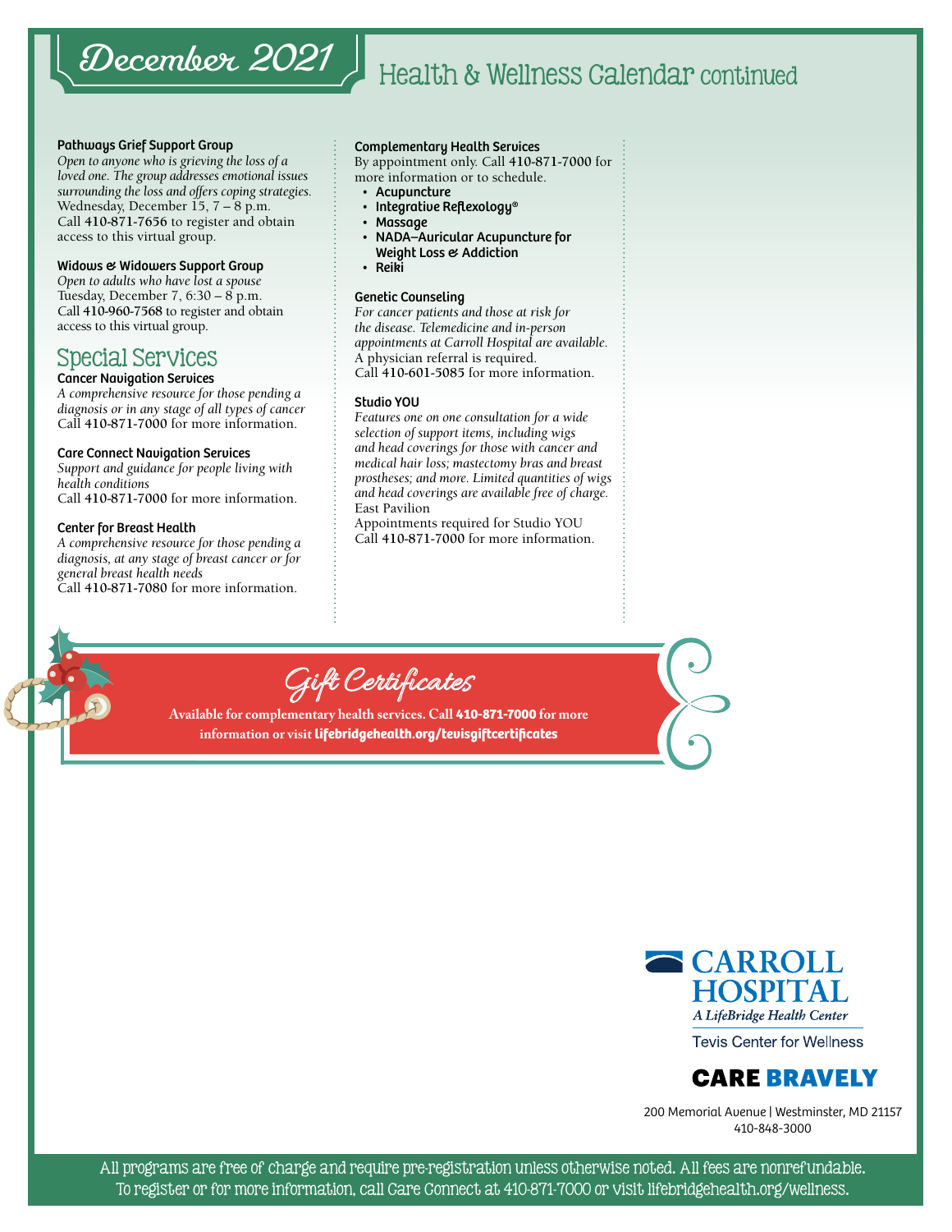# December 2021 Health & Wellness Calendar continued

### Pathways Grief Support Group

*Open to anyone who is grieving the loss of a loved one. The group addresses emotional issues surrounding the loss and offers coping strategies.*
Wednesday, December 15, 7 – 8 p.m.
Call 410-871-7656 to register and obtain access to this virtual group.

### Widows & Widowers Support Group

*Open to adults who have lost a spouse*
Tuesday, December 7, 6:30 – 8 p.m.
Call 410-960-7568 to register and obtain access to this virtual group.

## Special Services

### Cancer Navigation Services

*A comprehensive resource for those pending a diagnosis or in any stage of all types of cancer*
Call 410-871-7000 for more information.

### Care Connect Navigation Services

*Support and guidance for people living with health conditions*
Call 410-871-7000 for more information.

### Center for Breast Health

*A comprehensive resource for those pending a diagnosis, at any stage of breast cancer or for general breast health needs*
Call 410-871-7080 for more information.

### Complementary Health Services

By appointment only. Call 410-871-7000 for more information or to schedule.

- **Acupuncture**
- **Integrative Reflexology®**
- **Massage**
- **NADA–Auricular Acupuncture for Weight Loss & Addiction**
- **Reiki**

### Genetic Counseling

*For cancer patients and those at risk for the disease. Telemedicine and in-person appointments at Carroll Hospital are available.*
A physician referral is required.
Call 410-601-5085 for more information.

### Studio YOU

*Features one on one consultation for a wide selection of support items, including wigs and head coverings for those with cancer and medical hair loss; mastectomy bras and breast prostheses; and more. Limited quantities of wigs and head coverings are available free of charge.*
East Pavilion
Appointments required for Studio YOU
Call 410-871-7000 for more information.

## Gift Certificates

**Available for complementary health services. Call 410-871-7000 for more information or visit lifebridgehealth.org/tevisgiftcertificates**

CARROLL HOSPITAL
*A LifeBridge Health Center*
Tevis Center for Wellness

**CARE BRAVELY**

200 Memorial Avenue | Westminster, MD 21157
410-848-3000

All programs are free of charge and require pre-registration unless otherwise noted. All fees are nonrefundable. To register or for more information, call Care Connect at 410-871-7000 or visit lifebridgehealth.org/wellness.